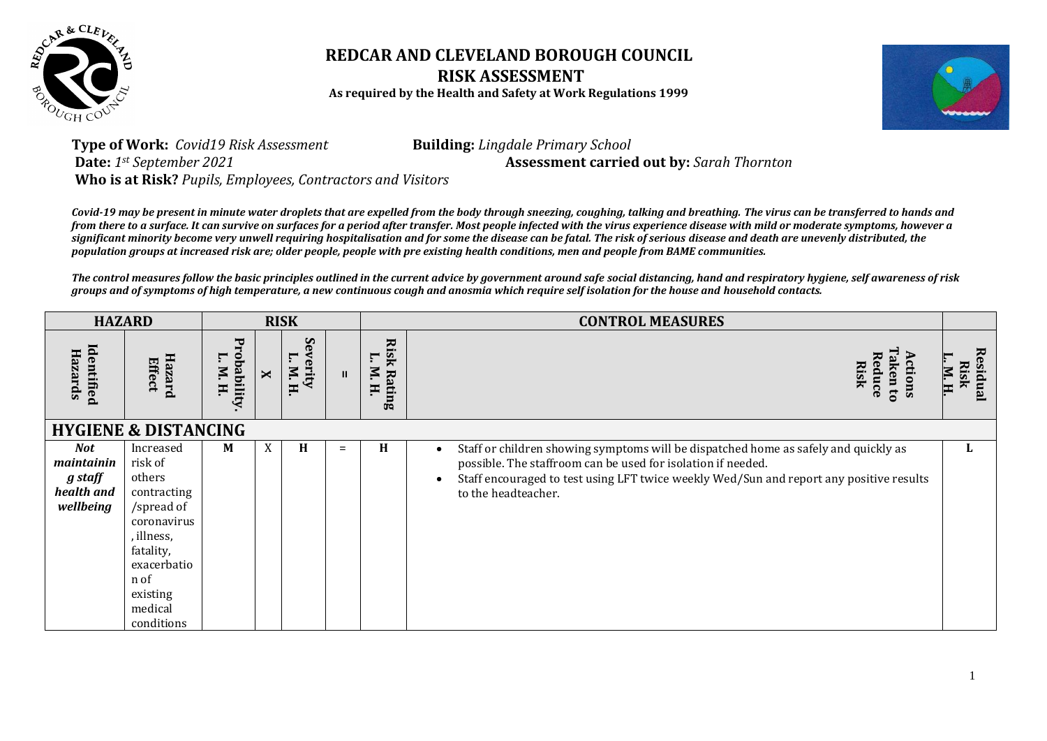# REDCAR AND CLEVELAND BOROUGH COUNCIL
## RISK ASSESSMENT
**As required by the Health and Safety at Work Regulations 1999**

**Type of Work:** *Covid19 Risk Assessment* **Building:** *Lingdale Primary School*
**Date:** *1st September 2021* **Assessment carried out by:** *Sarah Thornton*
**Who is at Risk?** *Pupils, Employees, Contractors and Visitors*

***Covid-19 may be present in minute water droplets that are expelled from the body through sneezing, coughing, talking and breathing. The virus can be transferred to hands and from there to a surface. It can survive on surfaces for a period after transfer. Most people infected with the virus experience disease with mild or moderate symptoms, however a significant minority become very unwell requiring hospitalisation and for some the disease can be fatal. The risk of serious disease and death are unevenly distributed, the population groups at increased risk are; older people, people with pre existing health conditions, men and people from BAME communities.***

***The control measures follow the basic principles outlined in the current advice by government around safe social distancing, hand and respiratory hygiene, self awareness of risk groups and of symptoms of high temperature, a new continuous cough and anosmia which require self isolation for the house and household contacts.***

| HAZARD | | RISK | | | | CONTROL MEASURES | | |
|---|---|---|---|---|---|---|---|---|
| Identified Hazards | Hazard Effect | Probability. L. M. H. | X | Severity L. M. H. | = | Risk Rating L. M. H. | Actions Taken to Reduce Risk | Residual Risk L. M. H. |
| **HYGIENE & DISTANCING** | | | | | | | | |
| ***Not maintaining staff health and wellbeing*** | Increased risk of others contracting /spread of coronavirus, illness, fatality, exacerbation of existing medical conditions | M | X | H | = | H | • Staff or children showing symptoms will be dispatched home as safely and quickly as possible. The staffroom can be used for isolation if needed.<br>• Staff encouraged to test using LFT twice weekly Wed/Sun and report any positive results to the headteacher. | L |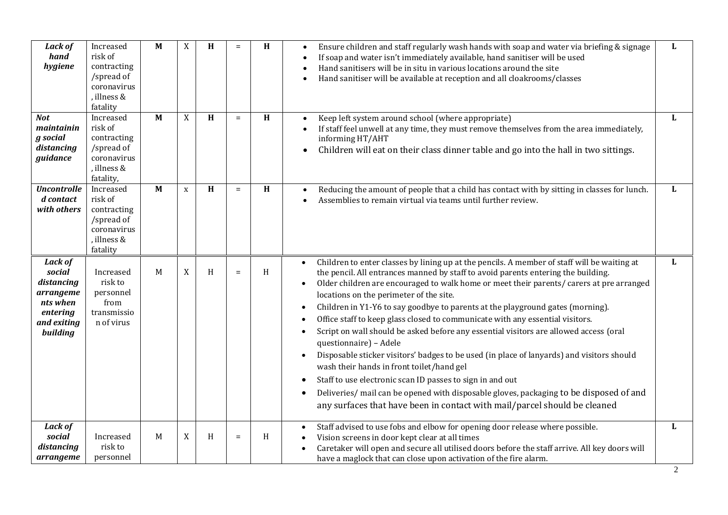| | | | | | | | | |
|---|---|---|---|---|---|---|---|---|
| ***Lack of hand hygiene*** | Increased risk of contracting /spread of coronavirus , illness & fatality | **M** | X | **H** | = | **H** | • Ensure children and staff regularly wash hands with soap and water via briefing & signage<br>• If soap and water isn't immediately available, hand sanitiser will be used<br>• Hand sanitisers will be in situ in various locations around the site<br>• Hand sanitiser will be available at reception and all cloakrooms/classes | **L** |
| ***Not maintaining social distancing guidance*** | Increased risk of contracting /spread of coronavirus , illness & fatality, | **M** | X | **H** | = | **H** | • Keep left system around school (where appropriate)<br>• If staff feel unwell at any time, they must remove themselves from the area immediately, informing HT/AHT<br>• Children will eat on their class dinner table and go into the hall in two sittings. | **L** |
| ***Uncontrolled contact with others*** | Increased risk of contracting /spread of coronavirus , illness & fatality | **M** | x | **H** | = | **H** | • Reducing the amount of people that a child has contact with by sitting in classes for lunch.<br>• Assemblies to remain virtual via teams until further review. | **L** |
| ***Lack of social distancing arrangements when entering and exiting building*** | Increased risk to personnel from transmission of virus | M | X | H | = | H | • Children to enter classes by lining up at the pencils. A member of staff will be waiting at the pencil. All entrances manned by staff to avoid parents entering the building.<br>• Older children are encouraged to walk home or meet their parents/ carers at pre arranged locations on the perimeter of the site.<br>• Children in Y1-Y6 to say goodbye to parents at the playground gates (morning).<br>• Office staff to keep glass closed to communicate with any essential visitors.<br>• Script on wall should be asked before any essential visitors are allowed access (oral questionnaire) – Adele<br>• Disposable sticker visitors' badges to be used (in place of lanyards) and visitors should wash their hands in front toilet/hand gel<br>• Staff to use electronic scan ID passes to sign in and out<br>• Deliveries/ mail can be opened with disposable gloves, packaging to be disposed of and any surfaces that have been in contact with mail/parcel should be cleaned | **L** |
| ***Lack of social distancing arrangeme*** | Increased risk to personnel | M | X | H | = | H | • Staff advised to use fobs and elbow for opening door release where possible.<br>• Vision screens in door kept clear at all times<br>• Caretaker will open and secure all utilised doors before the staff arrive. All key doors will have a maglock that can close upon activation of the fire alarm. | **L** |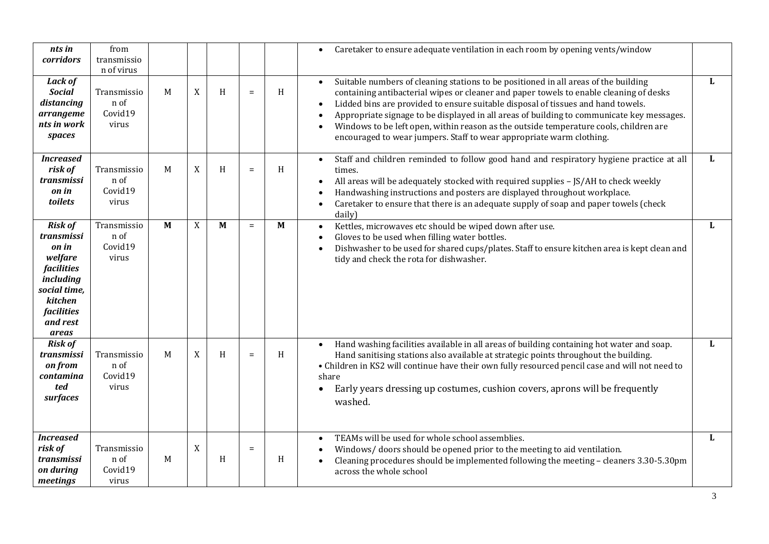| | | | | | | | | |
|---|---|---|---|---|---|---|---|---|
| ***nts in corridors*** | from transmission of virus | | | | | | • Caretaker to ensure adequate ventilation in each room by opening vents/window | |
| ***Lack of Social distancing arrangements in work spaces*** | Transmission of Covid19 virus | M | X | H | = | H | • Suitable numbers of cleaning stations to be positioned in all areas of the building containing antibacterial wipes or cleaner and paper towels to enable cleaning of desks<br>• Lidded bins are provided to ensure suitable disposal of tissues and hand towels.<br>• Appropriate signage to be displayed in all areas of building to communicate key messages.<br>• Windows to be left open, within reason as the outside temperature cools, children are encouraged to wear jumpers. Staff to wear appropriate warm clothing. | **L** |
| ***Increased risk of transmission in toilets*** | Transmission of Covid19 virus | M | X | H | = | H | • Staff and children reminded to follow good hand and respiratory hygiene practice at all times.<br>• All areas will be adequately stocked with required supplies – JS/AH to check weekly<br>• Handwashing instructions and posters are displayed throughout workplace.<br>• Caretaker to ensure that there is an adequate supply of soap and paper towels (check daily) | **L** |
| ***Risk of transmission in welfare facilities including social time, kitchen facilities and rest areas*** | Transmission of Covid19 virus | **M** | X | **M** | = | **M** | • Kettles, microwaves etc should be wiped down after use.<br>• Gloves to be used when filling water bottles.<br>• Dishwasher to be used for shared cups/plates. Staff to ensure kitchen area is kept clean and tidy and check the rota for dishwasher. | **L** |
| ***Risk of transmission from contaminated surfaces*** | Transmission of Covid19 virus | M | X | H | = | H | • Hand washing facilities available in all areas of building containing hot water and soap. Hand sanitising stations also available at strategic points throughout the building.<br>• Children in KS2 will continue have their own fully resourced pencil case and will not need to share<br>• Early years dressing up costumes, cushion covers, aprons will be frequently washed. | **L** |
| ***Increased risk of transmission during meetings*** | Transmission of Covid19 virus | M | X | H | = | H | • TEAMs will be used for whole school assemblies.<br>• Windows/ doors should be opened prior to the meeting to aid ventilation.<br>• Cleaning procedures should be implemented following the meeting – cleaners 3.30-5.30pm across the whole school | **L** |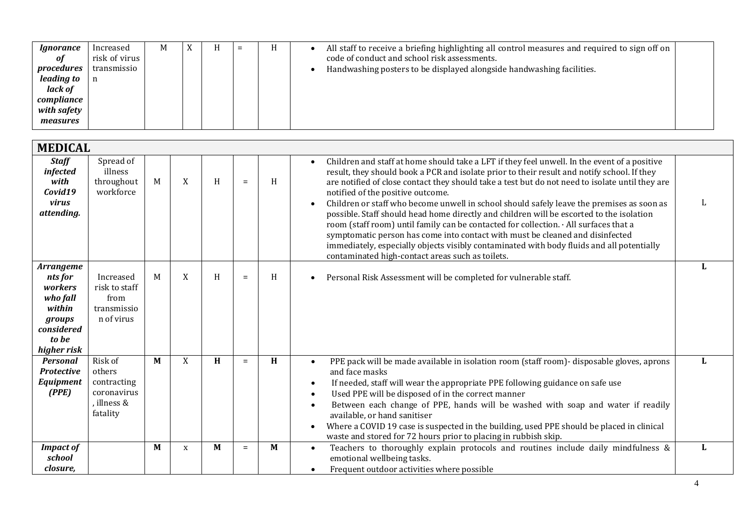| | | | | | | | | |
|---|---|---|---|---|---|---|---|---|
| ***Ignorance of procedures leading to lack of compliance with safety measures*** | Increased risk of virus transmission | M | X | H | = | H | • All staff to receive a briefing highlighting all control measures and required to sign off on code of conduct and school risk assessments.<br>• Handwashing posters to be displayed alongside handwashing facilities. | |

| **MEDICAL** | | | | | | | | |
|---|---|---|---|---|---|---|---|---|
| ***Staff infected with Covid19 virus attending.*** | Spread of illness throughout workforce | M | X | H | = | H | • Children and staff at home should take a LFT if they feel unwell. In the event of a positive result, they should book a PCR and isolate prior to their result and notify school. If they are notified of close contact they should take a test but do not need to isolate until they are notified of the positive outcome.<br>• Children or staff who become unwell in school should safely leave the premises as soon as possible. Staff should head home directly and children will be escorted to the isolation room (staff room) until family can be contacted for collection. · All surfaces that a symptomatic person has come into contact with must be cleaned and disinfected immediately, especially objects visibly contaminated with body fluids and all potentially contaminated high-contact areas such as toilets. | L |
| ***Arrangements for workers who fall within groups considered to be higher risk*** | Increased risk to staff from transmission of virus | M | X | H | = | H | • Personal Risk Assessment will be completed for vulnerable staff. | **L** |
| ***Personal Protective Equipment (PPE)*** | Risk of others contracting coronavirus, illness & fatality | **M** | X | **H** | = | **H** | • PPE pack will be made available in isolation room (staff room)- disposable gloves, aprons and face masks<br>• If needed, staff will wear the appropriate PPE following guidance on safe use<br>• Used PPE will be disposed of in the correct manner<br>• Between each change of PPE, hands will be washed with soap and water if readily available, or hand sanitiser<br>• Where a COVID 19 case is suspected in the building, used PPE should be placed in clinical waste and stored for 72 hours prior to placing in rubbish skip. | **L** |
| ***Impact of school closure,*** | | **M** | x | **M** | = | **M** | • Teachers to thoroughly explain protocols and routines include daily mindfulness & emotional wellbeing tasks.<br>• Frequent outdoor activities where possible | **L** |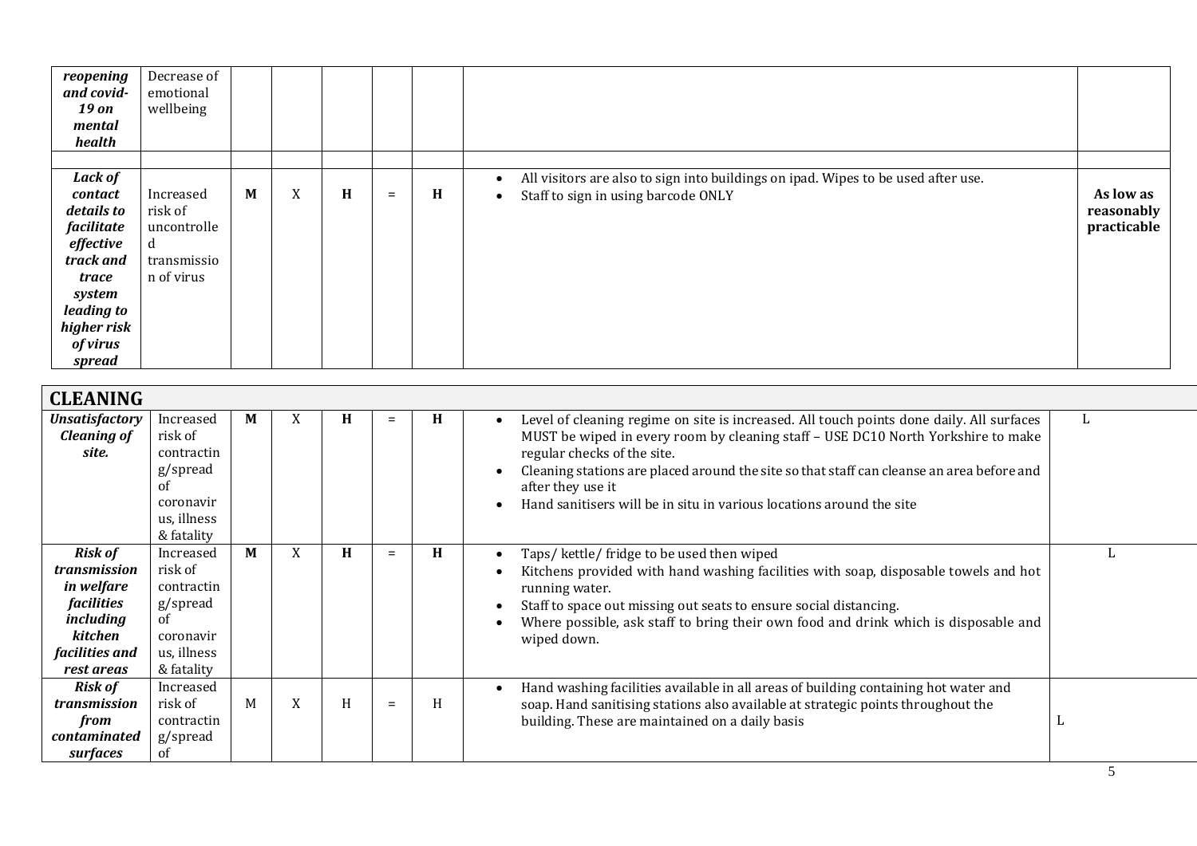| | | | | | | | | |
|---|---|---|---|---|---|---|---|---|
| ***reopening and covid-19 on mental health*** | Decrease of emotional wellbeing | | | | | | | |
| | | | | | | | | |
| ***Lack of contact details to facilitate effective track and trace system leading to higher risk of virus spread*** | Increased risk of uncontrolled transmission of virus | **M** | X | **H** | = | **H** | • All visitors are also to sign into buildings on ipad. Wipes to be used after use.<br>• Staff to sign in using barcode ONLY | **As low as reasonably practicable** |

## CLEANING

| | | | | | | | | |
|---|---|---|---|---|---|---|---|---|
| ***Unsatisfactory Cleaning of site.*** | Increased risk of contracting/spread of coronavirus, illness & fatality | **M** | X | **H** | = | **H** | • Level of cleaning regime on site is increased. All touch points done daily. All surfaces MUST be wiped in every room by cleaning staff – USE DC10 North Yorkshire to make regular checks of the site.<br>• Cleaning stations are placed around the site so that staff can cleanse an area before and after they use it<br>• Hand sanitisers will be in situ in various locations around the site | L |
| ***Risk of transmission in welfare facilities including kitchen facilities and rest areas*** | Increased risk of contracting/spread of coronavirus, illness & fatality | **M** | X | **H** | = | **H** | • Taps/ kettle/ fridge to be used then wiped<br>• Kitchens provided with hand washing facilities with soap, disposable towels and hot running water.<br>• Staff to space out missing out seats to ensure social distancing.<br>• Where possible, ask staff to bring their own food and drink which is disposable and wiped down. | L |
| ***Risk of transmission from contaminated surfaces*** | Increased risk of contracting/spread of | M | X | H | = | H | • Hand washing facilities available in all areas of building containing hot water and soap. Hand sanitising stations also available at strategic points throughout the building. These are maintained on a daily basis | L |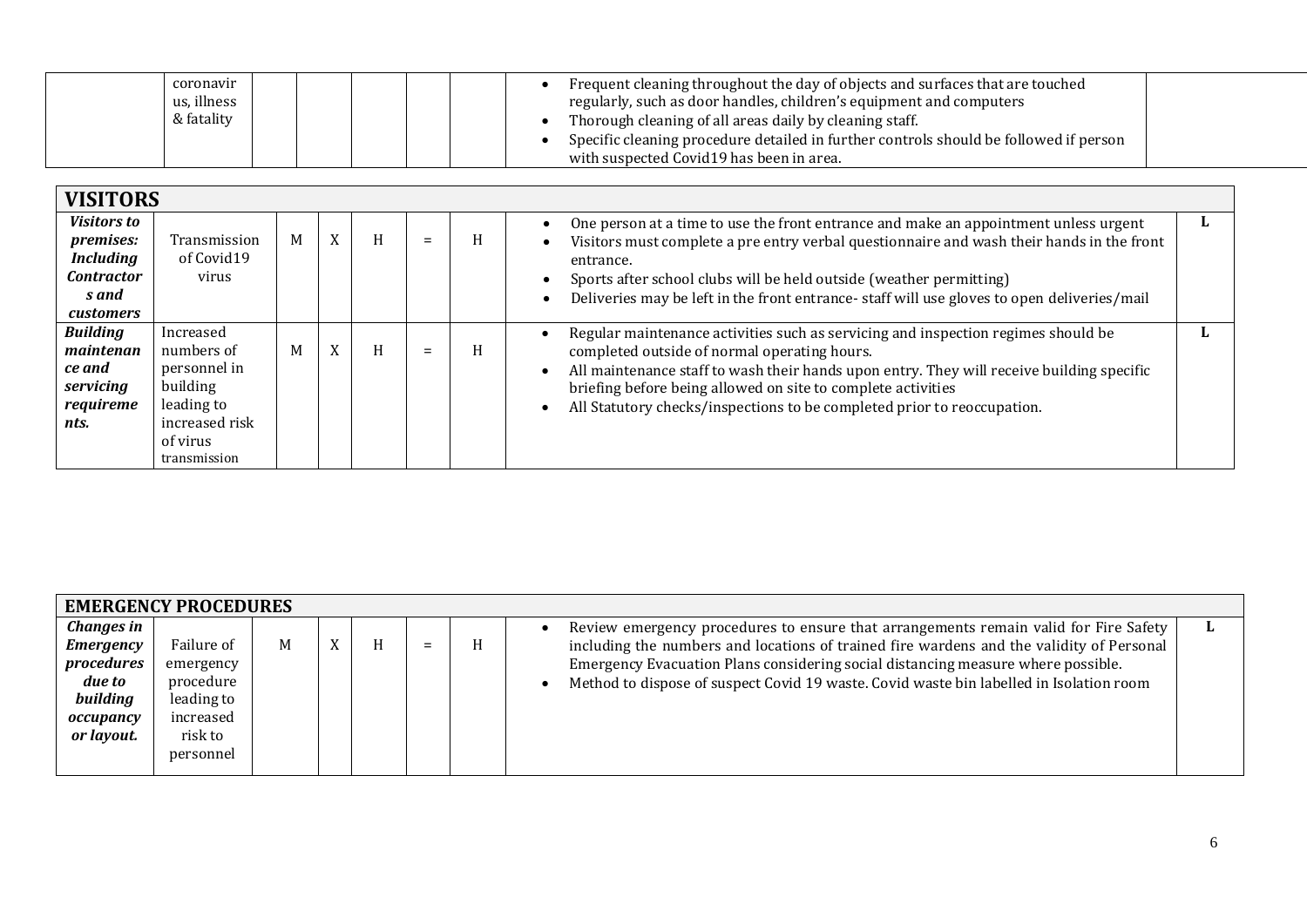| | | | | | | | | |
|---|---|---|---|---|---|---|---|---|
| | coronavirus, illness & fatality | | | | | | • Frequent cleaning throughout the day of objects and surfaces that are touched regularly, such as door handles, children's equipment and computers<br>• Thorough cleaning of all areas daily by cleaning staff.<br>• Specific cleaning procedure detailed in further controls should be followed if person with suspected Covid19 has been in area. | |

| **VISITORS** | | | | | | | | |
|---|---|---|---|---|---|---|---|---|
| ***Visitors to premises: Including Contractors and customers*** | Transmission of Covid19 virus | M | X | H | = | H | • One person at a time to use the front entrance and make an appointment unless urgent<br>• Visitors must complete a pre entry verbal questionnaire and wash their hands in the front entrance.<br>• Sports after school clubs will be held outside (weather permitting)<br>• Deliveries may be left in the front entrance- staff will use gloves to open deliveries/mail | **L** |
| ***Building maintenance and servicing requirements.*** | Increased numbers of personnel in building leading to increased risk of virus transmission | M | X | H | = | H | • Regular maintenance activities such as servicing and inspection regimes should be completed outside of normal operating hours.<br>• All maintenance staff to wash their hands upon entry. They will receive building specific briefing before being allowed on site to complete activities<br>• All Statutory checks/inspections to be completed prior to reoccupation. | **L** |

| **EMERGENCY PROCEDURES** | | | | | | | | |
|---|---|---|---|---|---|---|---|---|
| ***Changes in Emergency procedures due to building occupancy or layout.*** | Failure of emergency procedure leading to increased risk to personnel | M | X | H | = | H | • Review emergency procedures to ensure that arrangements remain valid for Fire Safety including the numbers and locations of trained fire wardens and the validity of Personal Emergency Evacuation Plans considering social distancing measure where possible.<br>• Method to dispose of suspect Covid 19 waste. Covid waste bin labelled in Isolation room | **L** |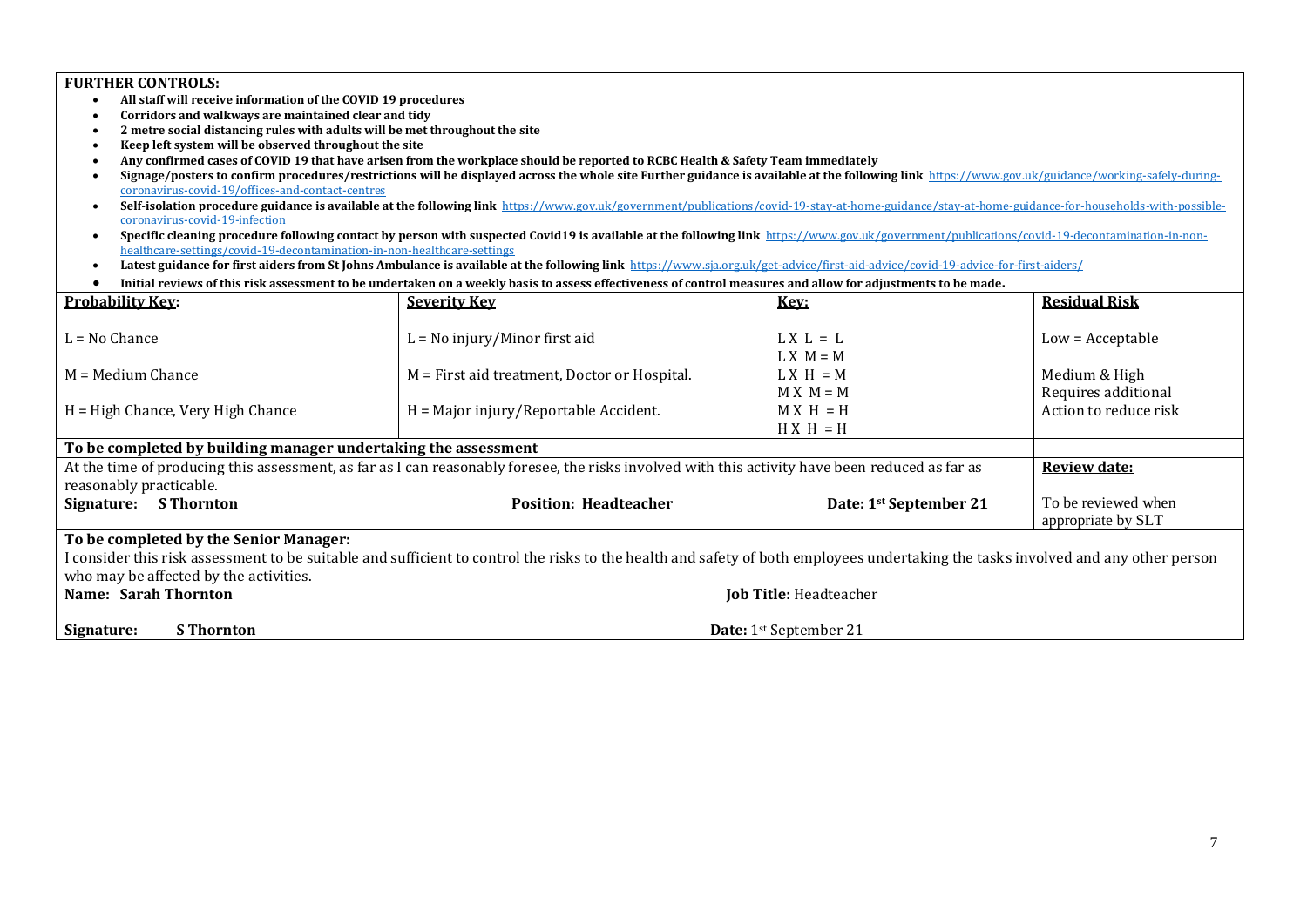**FURTHER CONTROLS:**

- **All staff will receive information of the COVID 19 procedures**
- **Corridors and walkways are maintained clear and tidy**
- **2 metre social distancing rules with adults will be met throughout the site**
- **Keep left system will be observed throughout the site**
- **Any confirmed cases of COVID 19 that have arisen from the workplace should be reported to RCBC Health & Safety Team immediately**
- **Signage/posters to confirm procedures/restrictions will be displayed across the whole site Further guidance is available at the following link** https://www.gov.uk/guidance/working-safely-during-coronavirus-covid-19/offices-and-contact-centres
- **Self-isolation procedure guidance is available at the following link** https://www.gov.uk/government/publications/covid-19-stay-at-home-guidance/stay-at-home-guidance-for-households-with-possible-coronavirus-covid-19-infection
- **Specific cleaning procedure following contact by person with suspected Covid19 is available at the following link** https://www.gov.uk/government/publications/covid-19-decontamination-in-non-healthcare-settings/covid-19-decontamination-in-non-healthcare-settings
- **Latest guidance for first aiders from St Johns Ambulance is available at the following link** https://www.sja.org.uk/get-advice/first-aid-advice/covid-19-advice-for-first-aiders/
- **Initial reviews of this risk assessment to be undertaken on a weekly basis to assess effectiveness of control measures and allow for adjustments to be made.**

| **Probability Key:** | **Severity Key** | **Key:** | **Residual Risk** |
|---|---|---|---|
| L = No Chance | L = No injury/Minor first aid | L X L = L<br>L X M = M | Low = Acceptable |
| M = Medium Chance | M = First aid treatment, Doctor or Hospital. | L X H = M<br>M X M = M | Medium & High Requires additional |
| H = High Chance, Very High Chance | H = Major injury/Reportable Accident. | M X H = H<br>H X H = H | Action to reduce risk |

**To be completed by building manager undertaking the assessment**

At the time of producing this assessment, as far as I can reasonably foresee, the risks involved with this activity have been reduced as far as reasonably practicable.

**Signature: S Thornton** | **Position: Headteacher** | **Date: 1st September 21**

**Review date:** To be reviewed when appropriate by SLT

**To be completed by the Senior Manager:**

I consider this risk assessment to be suitable and sufficient to control the risks to the health and safety of both employees undertaking the tasks involved and any other person who may be affected by the activities.

**Name: Sarah Thornton** | **Job Title:** Headteacher

**Signature: S Thornton** | **Date:** 1st September 21